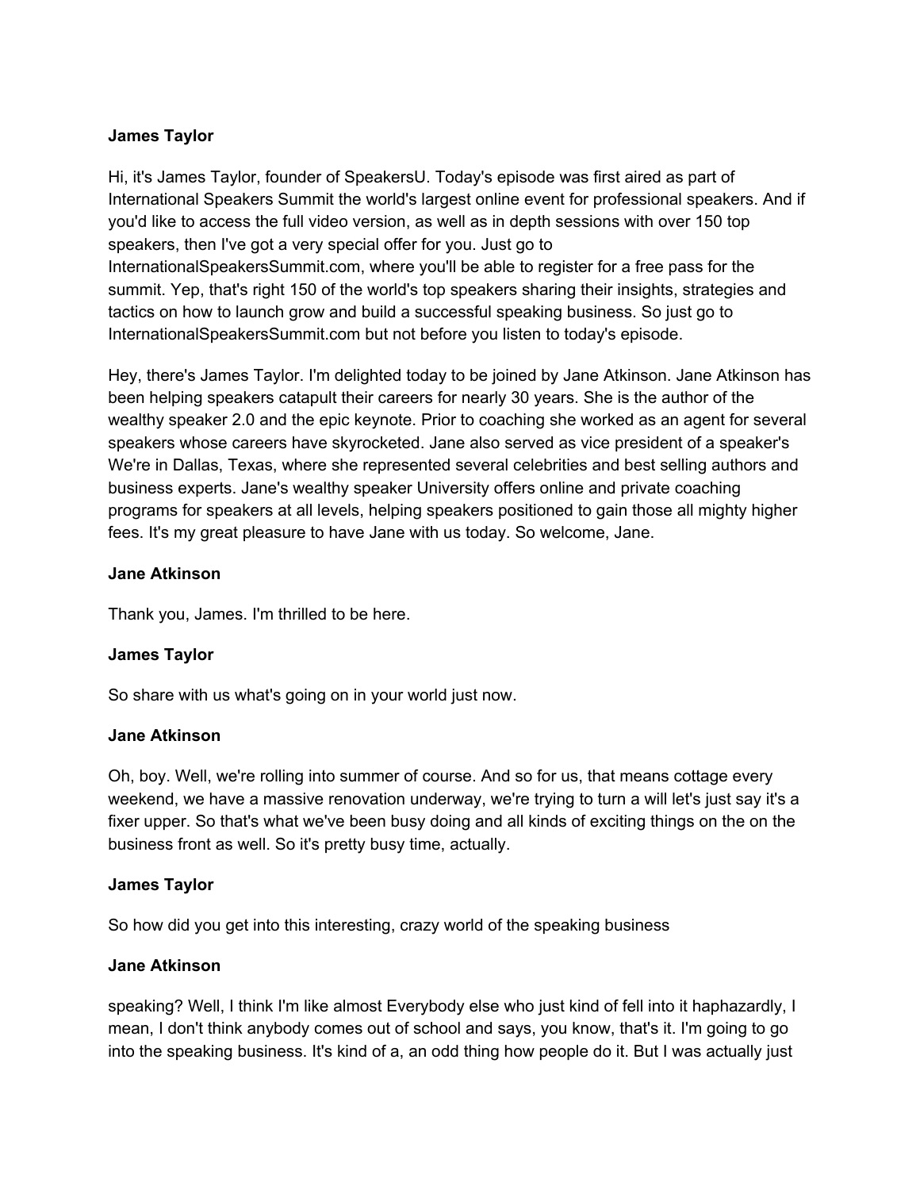**James Taylor**

Hi, it's James Taylor, founder of SpeakersU. Today's episode was first aired as part of International Speakers Summit the world's largest online event for professional speakers. And if you'd like to access the full video version, as well as in depth sessions with over 150 top speakers, then I've got a very special offer for you. Just go to InternationalSpeakersSummit.com, where you'll be able to register for a free pass for the summit. Yep, that's right 150 of the world's top speakers sharing their insights, strategies and tactics on how to launch grow and build a successful speaking business. So just go to InternationalSpeakersSummit.com but not before you listen to today's episode.

Hey, there's James Taylor. I'm delighted today to be joined by Jane Atkinson. Jane Atkinson has been helping speakers catapult their careers for nearly 30 years. She is the author of the wealthy speaker 2.0 and the epic keynote. Prior to coaching she worked as an agent for several speakers whose careers have skyrocketed. Jane also served as vice president of a speaker's We're in Dallas, Texas, where she represented several celebrities and best selling authors and business experts. Jane's wealthy speaker University offers online and private coaching programs for speakers at all levels, helping speakers positioned to gain those all mighty higher fees. It's my great pleasure to have Jane with us today. So welcome, Jane.

**Jane Atkinson**

Thank you, James. I'm thrilled to be here.

**James Taylor**

So share with us what's going on in your world just now.

**Jane Atkinson**

Oh, boy. Well, we're rolling into summer of course. And so for us, that means cottage every weekend, we have a massive renovation underway, we're trying to turn a will let's just say it's a fixer upper. So that's what we've been busy doing and all kinds of exciting things on the on the business front as well. So it's pretty busy time, actually.

**James Taylor**

So how did you get into this interesting, crazy world of the speaking business

**Jane Atkinson**

speaking? Well, I think I'm like almost Everybody else who just kind of fell into it haphazardly, I mean, I don't think anybody comes out of school and says, you know, that's it. I'm going to go into the speaking business. It's kind of a, an odd thing how people do it. But I was actually just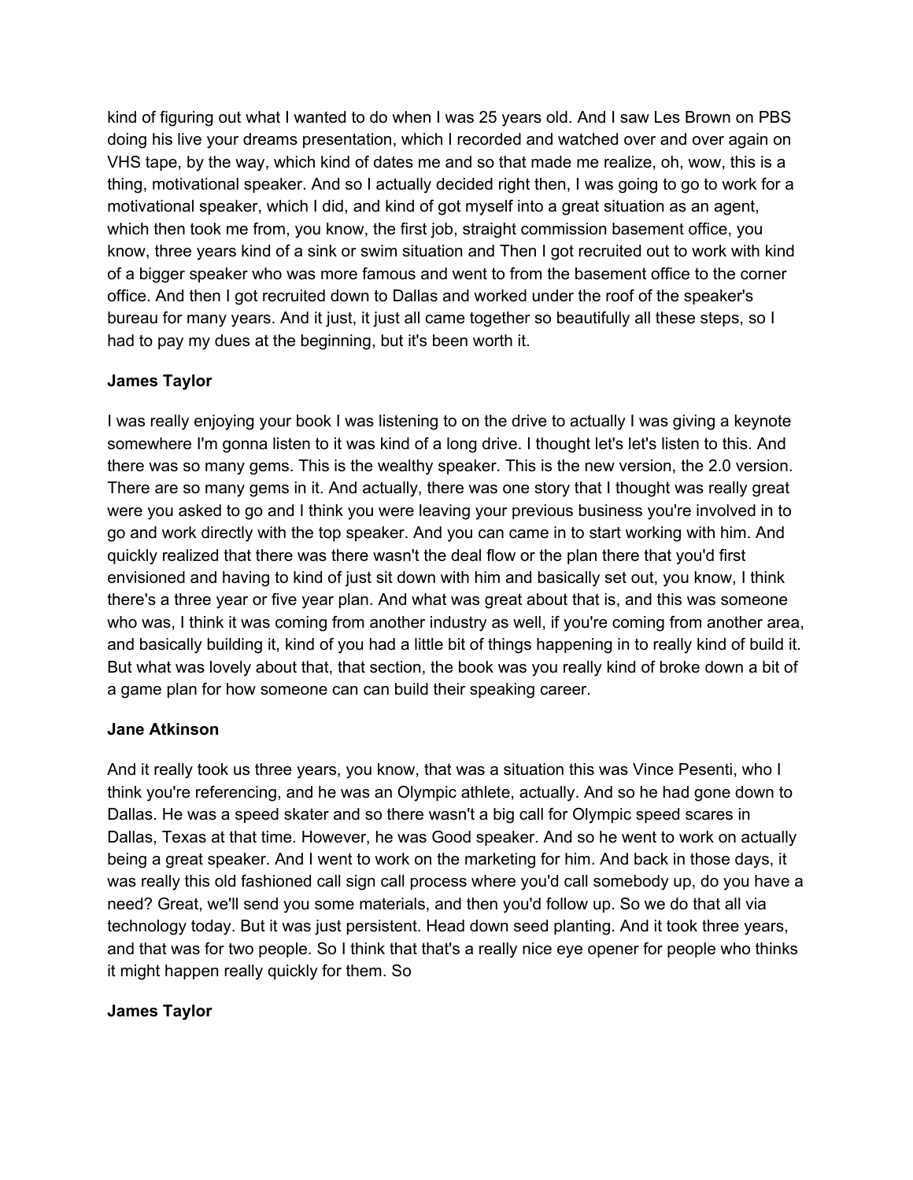kind of figuring out what I wanted to do when I was 25 years old. And I saw Les Brown on PBS doing his live your dreams presentation, which I recorded and watched over and over again on VHS tape, by the way, which kind of dates me and so that made me realize, oh, wow, this is a thing, motivational speaker. And so I actually decided right then, I was going to go to work for a motivational speaker, which I did, and kind of got myself into a great situation as an agent, which then took me from, you know, the first job, straight commission basement office, you know, three years kind of a sink or swim situation and Then I got recruited out to work with kind of a bigger speaker who was more famous and went to from the basement office to the corner office. And then I got recruited down to Dallas and worked under the roof of the speaker's bureau for many years. And it just, it just all came together so beautifully all these steps, so I had to pay my dues at the beginning, but it's been worth it.

**James Taylor**

I was really enjoying your book I was listening to on the drive to actually I was giving a keynote somewhere I'm gonna listen to it was kind of a long drive. I thought let's let's listen to this. And there was so many gems. This is the wealthy speaker. This is the new version, the 2.0 version. There are so many gems in it. And actually, there was one story that I thought was really great were you asked to go and I think you were leaving your previous business you're involved in to go and work directly with the top speaker. And you can came in to start working with him. And quickly realized that there was there wasn't the deal flow or the plan there that you'd first envisioned and having to kind of just sit down with him and basically set out, you know, I think there's a three year or five year plan. And what was great about that is, and this was someone who was, I think it was coming from another industry as well, if you're coming from another area, and basically building it, kind of you had a little bit of things happening in to really kind of build it. But what was lovely about that, that section, the book was you really kind of broke down a bit of a game plan for how someone can can build their speaking career.

**Jane Atkinson**

And it really took us three years, you know, that was a situation this was Vince Pesenti, who I think you're referencing, and he was an Olympic athlete, actually. And so he had gone down to Dallas. He was a speed skater and so there wasn't a big call for Olympic speed scares in Dallas, Texas at that time. However, he was Good speaker. And so he went to work on actually being a great speaker. And I went to work on the marketing for him. And back in those days, it was really this old fashioned call sign call process where you'd call somebody up, do you have a need? Great, we'll send you some materials, and then you'd follow up. So we do that all via technology today. But it was just persistent. Head down seed planting. And it took three years, and that was for two people. So I think that that's a really nice eye opener for people who thinks it might happen really quickly for them. So

**James Taylor**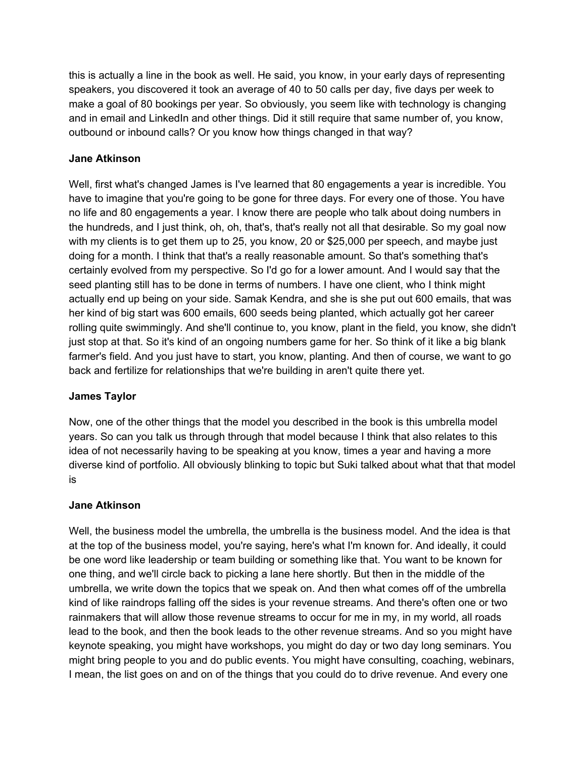this is actually a line in the book as well. He said, you know, in your early days of representing speakers, you discovered it took an average of 40 to 50 calls per day, five days per week to make a goal of 80 bookings per year. So obviously, you seem like with technology is changing and in email and LinkedIn and other things. Did it still require that same number of, you know, outbound or inbound calls? Or you know how things changed in that way?

**Jane Atkinson**

Well, first what's changed James is I've learned that 80 engagements a year is incredible. You have to imagine that you're going to be gone for three days. For every one of those. You have no life and 80 engagements a year. I know there are people who talk about doing numbers in the hundreds, and I just think, oh, oh, that's, that's really not all that desirable. So my goal now with my clients is to get them up to 25, you know, 20 or $25,000 per speech, and maybe just doing for a month. I think that that's a really reasonable amount. So that's something that's certainly evolved from my perspective. So I'd go for a lower amount. And I would say that the seed planting still has to be done in terms of numbers. I have one client, who I think might actually end up being on your side. Samak Kendra, and she is she put out 600 emails, that was her kind of big start was 600 emails, 600 seeds being planted, which actually got her career rolling quite swimmingly. And she'll continue to, you know, plant in the field, you know, she didn't just stop at that. So it's kind of an ongoing numbers game for her. So think of it like a big blank farmer's field. And you just have to start, you know, planting. And then of course, we want to go back and fertilize for relationships that we're building in aren't quite there yet.

**James Taylor**

Now, one of the other things that the model you described in the book is this umbrella model years. So can you talk us through through that model because I think that also relates to this idea of not necessarily having to be speaking at you know, times a year and having a more diverse kind of portfolio. All obviously blinking to topic but Suki talked about what that that model is

**Jane Atkinson**

Well, the business model the umbrella, the umbrella is the business model. And the idea is that at the top of the business model, you're saying, here's what I'm known for. And ideally, it could be one word like leadership or team building or something like that. You want to be known for one thing, and we'll circle back to picking a lane here shortly. But then in the middle of the umbrella, we write down the topics that we speak on. And then what comes off of the umbrella kind of like raindrops falling off the sides is your revenue streams. And there's often one or two rainmakers that will allow those revenue streams to occur for me in my, in my world, all roads lead to the book, and then the book leads to the other revenue streams. And so you might have keynote speaking, you might have workshops, you might do day or two day long seminars. You might bring people to you and do public events. You might have consulting, coaching, webinars, I mean, the list goes on and on of the things that you could do to drive revenue. And every one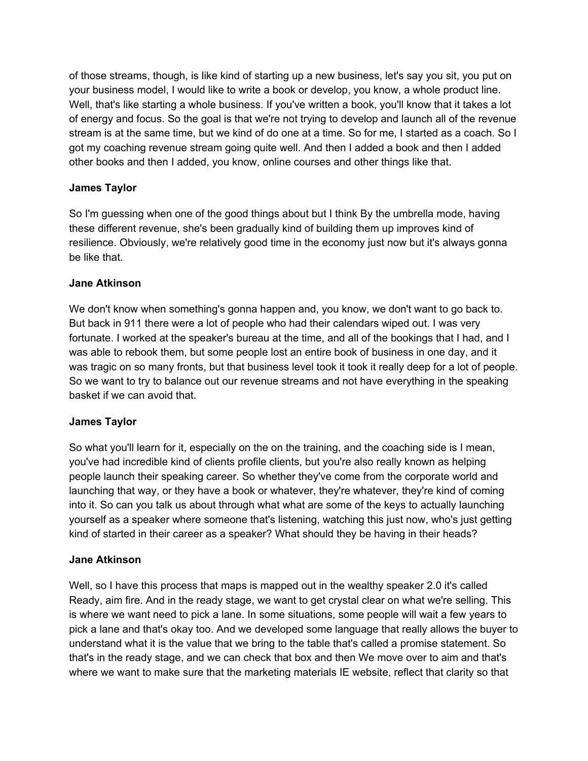of those streams, though, is like kind of starting up a new business, let's say you sit, you put on your business model, I would like to write a book or develop, you know, a whole product line. Well, that's like starting a whole business. If you've written a book, you'll know that it takes a lot of energy and focus. So the goal is that we're not trying to develop and launch all of the revenue stream is at the same time, but we kind of do one at a time. So for me, I started as a coach. So I got my coaching revenue stream going quite well. And then I added a book and then I added other books and then I added, you know, online courses and other things like that.

**James Taylor**

So I'm guessing when one of the good things about but I think By the umbrella mode, having these different revenue, she's been gradually kind of building them up improves kind of resilience. Obviously, we're relatively good time in the economy just now but it's always gonna be like that.

**Jane Atkinson**

We don't know when something's gonna happen and, you know, we don't want to go back to. But back in 911 there were a lot of people who had their calendars wiped out. I was very fortunate. I worked at the speaker's bureau at the time, and all of the bookings that I had, and I was able to rebook them, but some people lost an entire book of business in one day, and it was tragic on so many fronts, but that business level took it took it really deep for a lot of people. So we want to try to balance out our revenue streams and not have everything in the speaking basket if we can avoid that.

**James Taylor**

So what you'll learn for it, especially on the on the training, and the coaching side is I mean, you've had incredible kind of clients profile clients, but you're also really known as helping people launch their speaking career. So whether they've come from the corporate world and launching that way, or they have a book or whatever, they're whatever, they're kind of coming into it. So can you talk us about through what what are some of the keys to actually launching yourself as a speaker where someone that's listening, watching this just now, who's just getting kind of started in their career as a speaker? What should they be having in their heads?

**Jane Atkinson**

Well, so I have this process that maps is mapped out in the wealthy speaker 2.0 it's called Ready, aim fire. And in the ready stage, we want to get crystal clear on what we're selling. This is where we want need to pick a lane. In some situations, some people will wait a few years to pick a lane and that's okay too. And we developed some language that really allows the buyer to understand what it is the value that we bring to the table that's called a promise statement. So that's in the ready stage, and we can check that box and then We move over to aim and that's where we want to make sure that the marketing materials IE website, reflect that clarity so that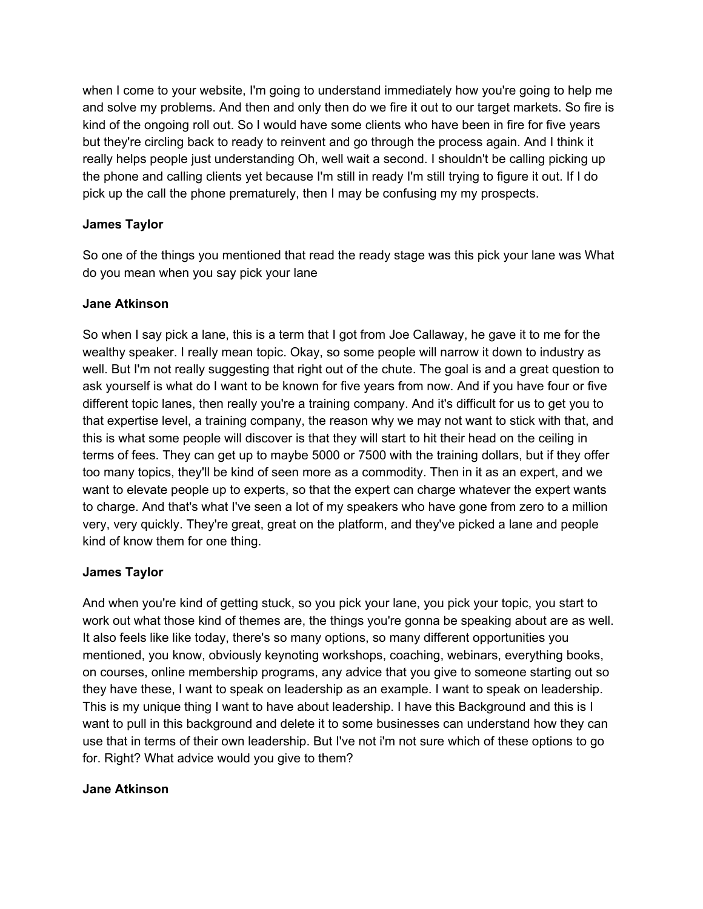when I come to your website, I'm going to understand immediately how you're going to help me and solve my problems. And then and only then do we fire it out to our target markets. So fire is kind of the ongoing roll out. So I would have some clients who have been in fire for five years but they're circling back to ready to reinvent and go through the process again. And I think it really helps people just understanding Oh, well wait a second. I shouldn't be calling picking up the phone and calling clients yet because I'm still in ready I'm still trying to figure it out. If I do pick up the call the phone prematurely, then I may be confusing my my prospects.

**James Taylor**

So one of the things you mentioned that read the ready stage was this pick your lane was What do you mean when you say pick your lane

**Jane Atkinson**

So when I say pick a lane, this is a term that I got from Joe Callaway, he gave it to me for the wealthy speaker. I really mean topic. Okay, so some people will narrow it down to industry as well. But I'm not really suggesting that right out of the chute. The goal is and a great question to ask yourself is what do I want to be known for five years from now. And if you have four or five different topic lanes, then really you're a training company. And it's difficult for us to get you to that expertise level, a training company, the reason why we may not want to stick with that, and this is what some people will discover is that they will start to hit their head on the ceiling in terms of fees. They can get up to maybe 5000 or 7500 with the training dollars, but if they offer too many topics, they'll be kind of seen more as a commodity. Then in it as an expert, and we want to elevate people up to experts, so that the expert can charge whatever the expert wants to charge. And that's what I've seen a lot of my speakers who have gone from zero to a million very, very quickly. They're great, great on the platform, and they've picked a lane and people kind of know them for one thing.

**James Taylor**

And when you're kind of getting stuck, so you pick your lane, you pick your topic, you start to work out what those kind of themes are, the things you're gonna be speaking about are as well. It also feels like like today, there's so many options, so many different opportunities you mentioned, you know, obviously keynoting workshops, coaching, webinars, everything books, on courses, online membership programs, any advice that you give to someone starting out so they have these, I want to speak on leadership as an example. I want to speak on leadership. This is my unique thing I want to have about leadership. I have this Background and this is I want to pull in this background and delete it to some businesses can understand how they can use that in terms of their own leadership. But I've not i'm not sure which of these options to go for. Right? What advice would you give to them?

**Jane Atkinson**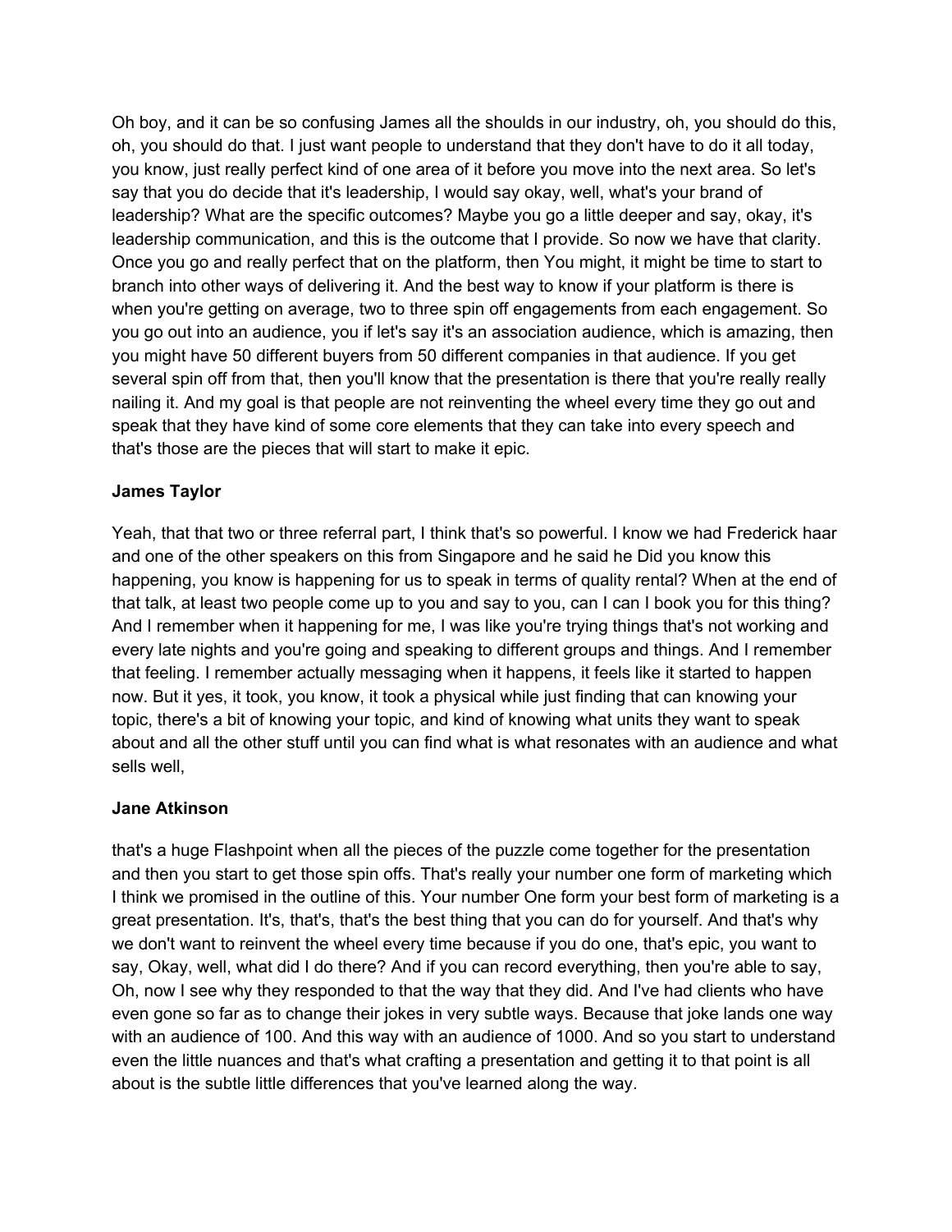Oh boy, and it can be so confusing James all the shoulds in our industry, oh, you should do this, oh, you should do that. I just want people to understand that they don't have to do it all today, you know, just really perfect kind of one area of it before you move into the next area. So let's say that you do decide that it's leadership, I would say okay, well, what's your brand of leadership? What are the specific outcomes? Maybe you go a little deeper and say, okay, it's leadership communication, and this is the outcome that I provide. So now we have that clarity. Once you go and really perfect that on the platform, then You might, it might be time to start to branch into other ways of delivering it. And the best way to know if your platform is there is when you're getting on average, two to three spin off engagements from each engagement. So you go out into an audience, you if let's say it's an association audience, which is amazing, then you might have 50 different buyers from 50 different companies in that audience. If you get several spin off from that, then you'll know that the presentation is there that you're really really nailing it. And my goal is that people are not reinventing the wheel every time they go out and speak that they have kind of some core elements that they can take into every speech and that's those are the pieces that will start to make it epic.

**James Taylor**

Yeah, that that two or three referral part, I think that's so powerful. I know we had Frederick haar and one of the other speakers on this from Singapore and he said he Did you know this happening, you know is happening for us to speak in terms of quality rental? When at the end of that talk, at least two people come up to you and say to you, can I can I book you for this thing? And I remember when it happening for me, I was like you're trying things that's not working and every late nights and you're going and speaking to different groups and things. And I remember that feeling. I remember actually messaging when it happens, it feels like it started to happen now. But it yes, it took, you know, it took a physical while just finding that can knowing your topic, there's a bit of knowing your topic, and kind of knowing what units they want to speak about and all the other stuff until you can find what is what resonates with an audience and what sells well,

**Jane Atkinson**

that's a huge Flashpoint when all the pieces of the puzzle come together for the presentation and then you start to get those spin offs. That's really your number one form of marketing which I think we promised in the outline of this. Your number One form your best form of marketing is a great presentation. It's, that's, that's the best thing that you can do for yourself. And that's why we don't want to reinvent the wheel every time because if you do one, that's epic, you want to say, Okay, well, what did I do there? And if you can record everything, then you're able to say, Oh, now I see why they responded to that the way that they did. And I've had clients who have even gone so far as to change their jokes in very subtle ways. Because that joke lands one way with an audience of 100. And this way with an audience of 1000. And so you start to understand even the little nuances and that's what crafting a presentation and getting it to that point is all about is the subtle little differences that you've learned along the way.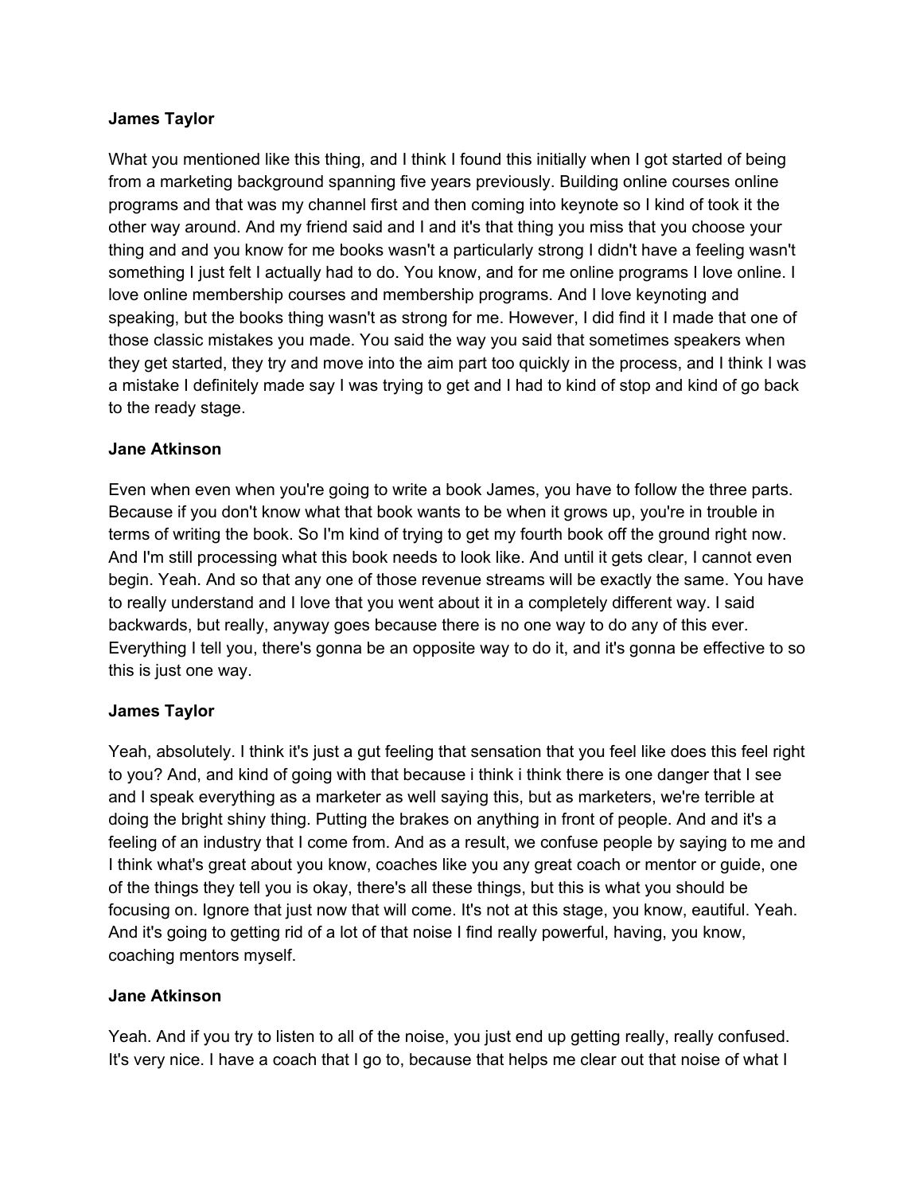**James Taylor**

What you mentioned like this thing, and I think I found this initially when I got started of being from a marketing background spanning five years previously. Building online courses online programs and that was my channel first and then coming into keynote so I kind of took it the other way around. And my friend said and I and it's that thing you miss that you choose your thing and and you know for me books wasn't a particularly strong I didn't have a feeling wasn't something I just felt I actually had to do. You know, and for me online programs I love online. I love online membership courses and membership programs. And I love keynoting and speaking, but the books thing wasn't as strong for me. However, I did find it I made that one of those classic mistakes you made. You said the way you said that sometimes speakers when they get started, they try and move into the aim part too quickly in the process, and I think I was a mistake I definitely made say I was trying to get and I had to kind of stop and kind of go back to the ready stage.

**Jane Atkinson**

Even when even when you're going to write a book James, you have to follow the three parts. Because if you don't know what that book wants to be when it grows up, you're in trouble in terms of writing the book. So I'm kind of trying to get my fourth book off the ground right now. And I'm still processing what this book needs to look like. And until it gets clear, I cannot even begin. Yeah. And so that any one of those revenue streams will be exactly the same. You have to really understand and I love that you went about it in a completely different way. I said backwards, but really, anyway goes because there is no one way to do any of this ever. Everything I tell you, there's gonna be an opposite way to do it, and it's gonna be effective to so this is just one way.

**James Taylor**

Yeah, absolutely. I think it's just a gut feeling that sensation that you feel like does this feel right to you? And, and kind of going with that because i think i think there is one danger that I see and I speak everything as a marketer as well saying this, but as marketers, we're terrible at doing the bright shiny thing. Putting the brakes on anything in front of people. And and it's a feeling of an industry that I come from. And as a result, we confuse people by saying to me and I think what's great about you know, coaches like you any great coach or mentor or guide, one of the things they tell you is okay, there's all these things, but this is what you should be focusing on. Ignore that just now that will come. It's not at this stage, you know, eautiful. Yeah. And it's going to getting rid of a lot of that noise I find really powerful, having, you know, coaching mentors myself.

**Jane Atkinson**

Yeah. And if you try to listen to all of the noise, you just end up getting really, really confused. It's very nice. I have a coach that I go to, because that helps me clear out that noise of what I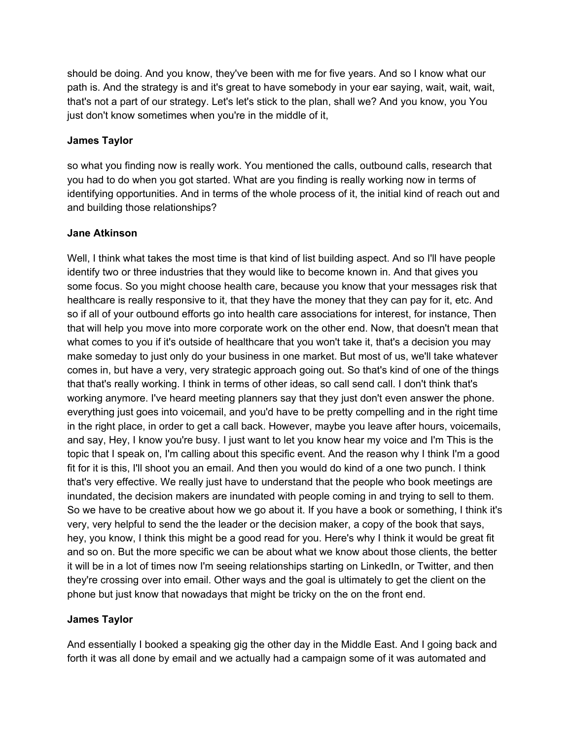should be doing. And you know, they've been with me for five years. And so I know what our path is. And the strategy is and it's great to have somebody in your ear saying, wait, wait, wait, that's not a part of our strategy. Let's let's stick to the plan, shall we? And you know, you You just don't know sometimes when you're in the middle of it,

**James Taylor**

so what you finding now is really work. You mentioned the calls, outbound calls, research that you had to do when you got started. What are you finding is really working now in terms of identifying opportunities. And in terms of the whole process of it, the initial kind of reach out and and building those relationships?

**Jane Atkinson**

Well, I think what takes the most time is that kind of list building aspect. And so I'll have people identify two or three industries that they would like to become known in. And that gives you some focus. So you might choose health care, because you know that your messages risk that healthcare is really responsive to it, that they have the money that they can pay for it, etc. And so if all of your outbound efforts go into health care associations for interest, for instance, Then that will help you move into more corporate work on the other end. Now, that doesn't mean that what comes to you if it's outside of healthcare that you won't take it, that's a decision you may make someday to just only do your business in one market. But most of us, we'll take whatever comes in, but have a very, very strategic approach going out. So that's kind of one of the things that that's really working. I think in terms of other ideas, so call send call. I don't think that's working anymore. I've heard meeting planners say that they just don't even answer the phone. everything just goes into voicemail, and you'd have to be pretty compelling and in the right time in the right place, in order to get a call back. However, maybe you leave after hours, voicemails, and say, Hey, I know you're busy. I just want to let you know hear my voice and I'm This is the topic that I speak on, I'm calling about this specific event. And the reason why I think I'm a good fit for it is this, I'll shoot you an email. And then you would do kind of a one two punch. I think that's very effective. We really just have to understand that the people who book meetings are inundated, the decision makers are inundated with people coming in and trying to sell to them. So we have to be creative about how we go about it. If you have a book or something, I think it's very, very helpful to send the the leader or the decision maker, a copy of the book that says, hey, you know, I think this might be a good read for you. Here's why I think it would be great fit and so on. But the more specific we can be about what we know about those clients, the better it will be in a lot of times now I'm seeing relationships starting on LinkedIn, or Twitter, and then they're crossing over into email. Other ways and the goal is ultimately to get the client on the phone but just know that nowadays that might be tricky on the on the front end.

**James Taylor**

And essentially I booked a speaking gig the other day in the Middle East. And I going back and forth it was all done by email and we actually had a campaign some of it was automated and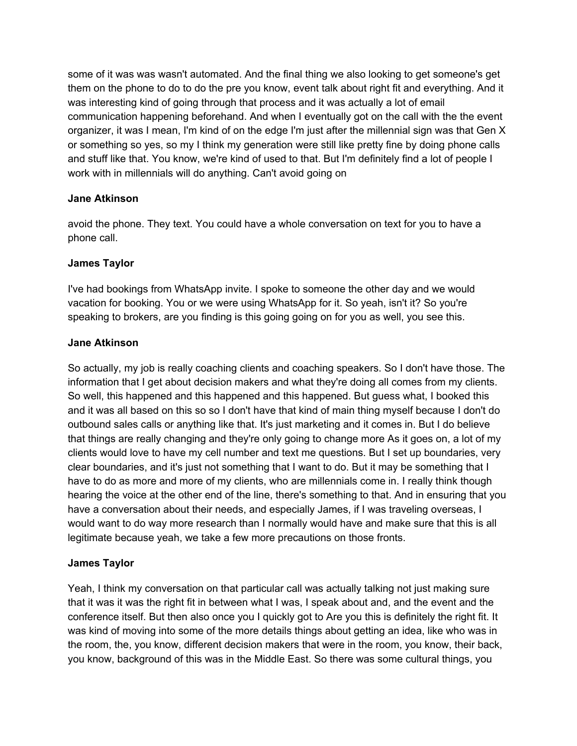some of it was was wasn't automated. And the final thing we also looking to get someone's get them on the phone to do to do the pre you know, event talk about right fit and everything. And it was interesting kind of going through that process and it was actually a lot of email communication happening beforehand. And when I eventually got on the call with the the event organizer, it was I mean, I'm kind of on the edge I'm just after the millennial sign was that Gen X or something so yes, so my I think my generation were still like pretty fine by doing phone calls and stuff like that. You know, we're kind of used to that. But I'm definitely find a lot of people I work with in millennials will do anything. Can't avoid going on

**Jane Atkinson**

avoid the phone. They text. You could have a whole conversation on text for you to have a phone call.

**James Taylor**

I've had bookings from WhatsApp invite. I spoke to someone the other day and we would vacation for booking. You or we were using WhatsApp for it. So yeah, isn't it? So you're speaking to brokers, are you finding is this going going on for you as well, you see this.

**Jane Atkinson**

So actually, my job is really coaching clients and coaching speakers. So I don't have those. The information that I get about decision makers and what they're doing all comes from my clients. So well, this happened and this happened and this happened. But guess what, I booked this and it was all based on this so so I don't have that kind of main thing myself because I don't do outbound sales calls or anything like that. It's just marketing and it comes in. But I do believe that things are really changing and they're only going to change more As it goes on, a lot of my clients would love to have my cell number and text me questions. But I set up boundaries, very clear boundaries, and it's just not something that I want to do. But it may be something that I have to do as more and more of my clients, who are millennials come in. I really think though hearing the voice at the other end of the line, there's something to that. And in ensuring that you have a conversation about their needs, and especially James, if I was traveling overseas, I would want to do way more research than I normally would have and make sure that this is all legitimate because yeah, we take a few more precautions on those fronts.

**James Taylor**

Yeah, I think my conversation on that particular call was actually talking not just making sure that it was it was the right fit in between what I was, I speak about and, and the event and the conference itself. But then also once you I quickly got to Are you this is definitely the right fit. It was kind of moving into some of the more details things about getting an idea, like who was in the room, the, you know, different decision makers that were in the room, you know, their back, you know, background of this was in the Middle East. So there was some cultural things, you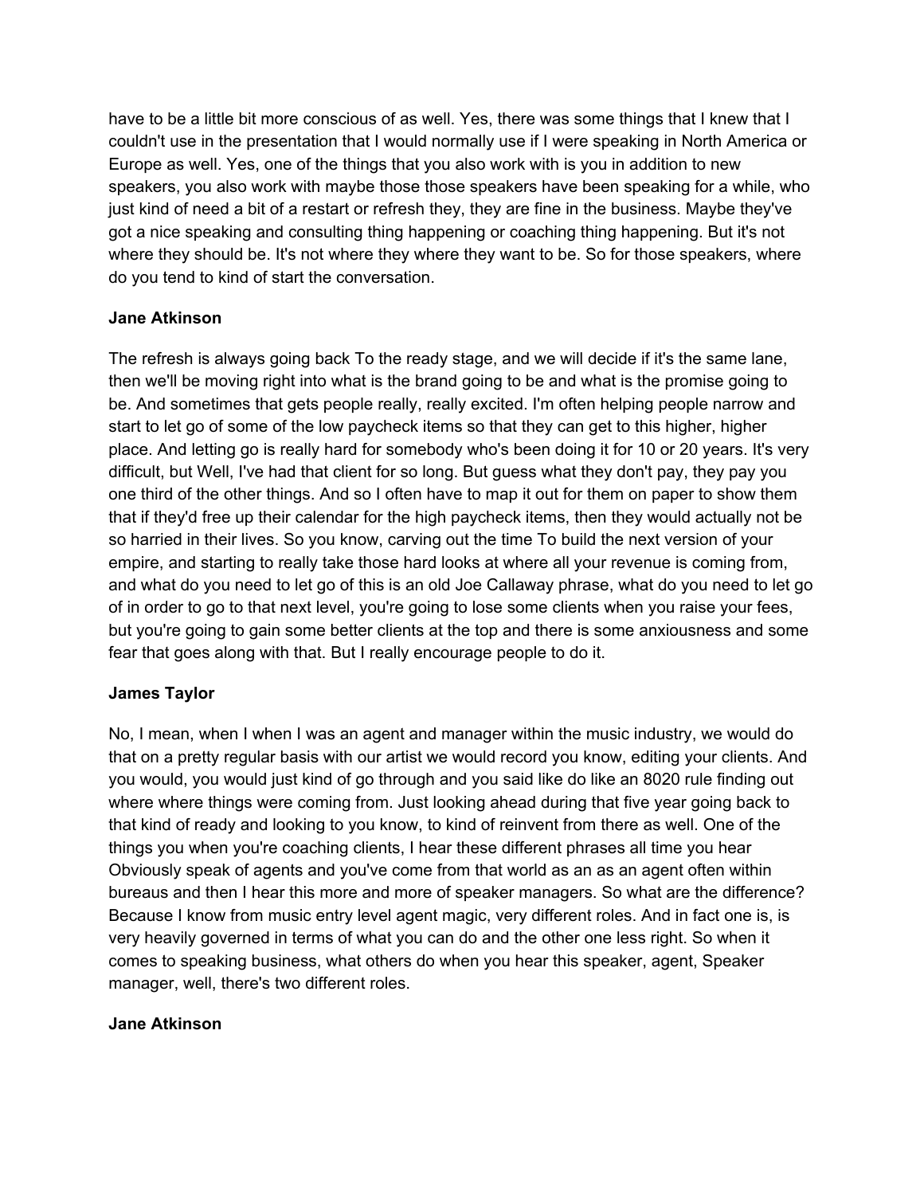have to be a little bit more conscious of as well. Yes, there was some things that I knew that I couldn't use in the presentation that I would normally use if I were speaking in North America or Europe as well. Yes, one of the things that you also work with is you in addition to new speakers, you also work with maybe those those speakers have been speaking for a while, who just kind of need a bit of a restart or refresh they, they are fine in the business. Maybe they've got a nice speaking and consulting thing happening or coaching thing happening. But it's not where they should be. It's not where they where they want to be. So for those speakers, where do you tend to kind of start the conversation.

**Jane Atkinson**

The refresh is always going back To the ready stage, and we will decide if it's the same lane, then we'll be moving right into what is the brand going to be and what is the promise going to be. And sometimes that gets people really, really excited. I'm often helping people narrow and start to let go of some of the low paycheck items so that they can get to this higher, higher place. And letting go is really hard for somebody who's been doing it for 10 or 20 years. It's very difficult, but Well, I've had that client for so long. But guess what they don't pay, they pay you one third of the other things. And so I often have to map it out for them on paper to show them that if they'd free up their calendar for the high paycheck items, then they would actually not be so harried in their lives. So you know, carving out the time To build the next version of your empire, and starting to really take those hard looks at where all your revenue is coming from, and what do you need to let go of this is an old Joe Callaway phrase, what do you need to let go of in order to go to that next level, you're going to lose some clients when you raise your fees, but you're going to gain some better clients at the top and there is some anxiousness and some fear that goes along with that. But I really encourage people to do it.

**James Taylor**

No, I mean, when I when I was an agent and manager within the music industry, we would do that on a pretty regular basis with our artist we would record you know, editing your clients. And you would, you would just kind of go through and you said like do like an 8020 rule finding out where where things were coming from. Just looking ahead during that five year going back to that kind of ready and looking to you know, to kind of reinvent from there as well. One of the things you when you're coaching clients, I hear these different phrases all time you hear Obviously speak of agents and you've come from that world as an as an agent often within bureaus and then I hear this more and more of speaker managers. So what are the difference? Because I know from music entry level agent magic, very different roles. And in fact one is, is very heavily governed in terms of what you can do and the other one less right. So when it comes to speaking business, what others do when you hear this speaker, agent, Speaker manager, well, there's two different roles.

**Jane Atkinson**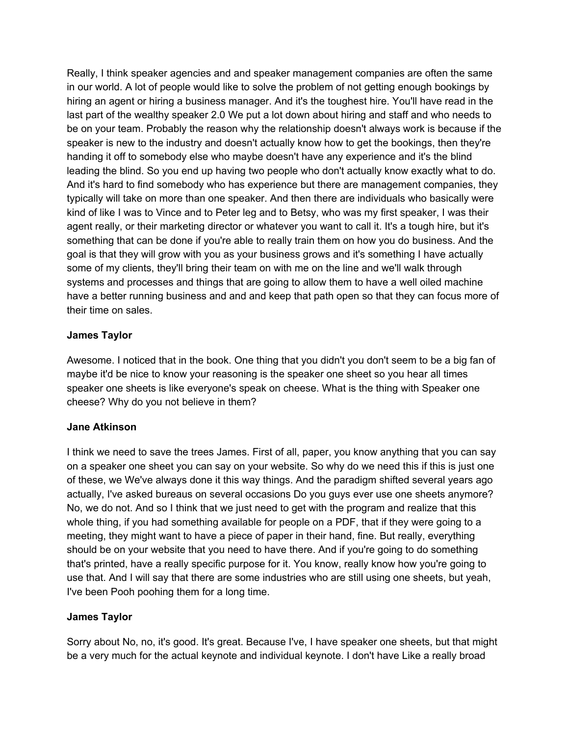Really, I think speaker agencies and and speaker management companies are often the same in our world. A lot of people would like to solve the problem of not getting enough bookings by hiring an agent or hiring a business manager. And it's the toughest hire. You'll have read in the last part of the wealthy speaker 2.0 We put a lot down about hiring and staff and who needs to be on your team. Probably the reason why the relationship doesn't always work is because if the speaker is new to the industry and doesn't actually know how to get the bookings, then they're handing it off to somebody else who maybe doesn't have any experience and it's the blind leading the blind. So you end up having two people who don't actually know exactly what to do. And it's hard to find somebody who has experience but there are management companies, they typically will take on more than one speaker. And then there are individuals who basically were kind of like I was to Vince and to Peter leg and to Betsy, who was my first speaker, I was their agent really, or their marketing director or whatever you want to call it. It's a tough hire, but it's something that can be done if you're able to really train them on how you do business. And the goal is that they will grow with you as your business grows and it's something I have actually some of my clients, they'll bring their team on with me on the line and we'll walk through systems and processes and things that are going to allow them to have a well oiled machine have a better running business and and and keep that path open so that they can focus more of their time on sales.

**James Taylor**

Awesome. I noticed that in the book. One thing that you didn't you don't seem to be a big fan of maybe it'd be nice to know your reasoning is the speaker one sheet so you hear all times speaker one sheets is like everyone's speak on cheese. What is the thing with Speaker one cheese? Why do you not believe in them?

**Jane Atkinson**

I think we need to save the trees James. First of all, paper, you know anything that you can say on a speaker one sheet you can say on your website. So why do we need this if this is just one of these, we We've always done it this way things. And the paradigm shifted several years ago actually, I've asked bureaus on several occasions Do you guys ever use one sheets anymore? No, we do not. And so I think that we just need to get with the program and realize that this whole thing, if you had something available for people on a PDF, that if they were going to a meeting, they might want to have a piece of paper in their hand, fine. But really, everything should be on your website that you need to have there. And if you're going to do something that's printed, have a really specific purpose for it. You know, really know how you're going to use that. And I will say that there are some industries who are still using one sheets, but yeah, I've been Pooh poohing them for a long time.

**James Taylor**

Sorry about No, no, it's good. It's great. Because I've, I have speaker one sheets, but that might be a very much for the actual keynote and individual keynote. I don't have Like a really broad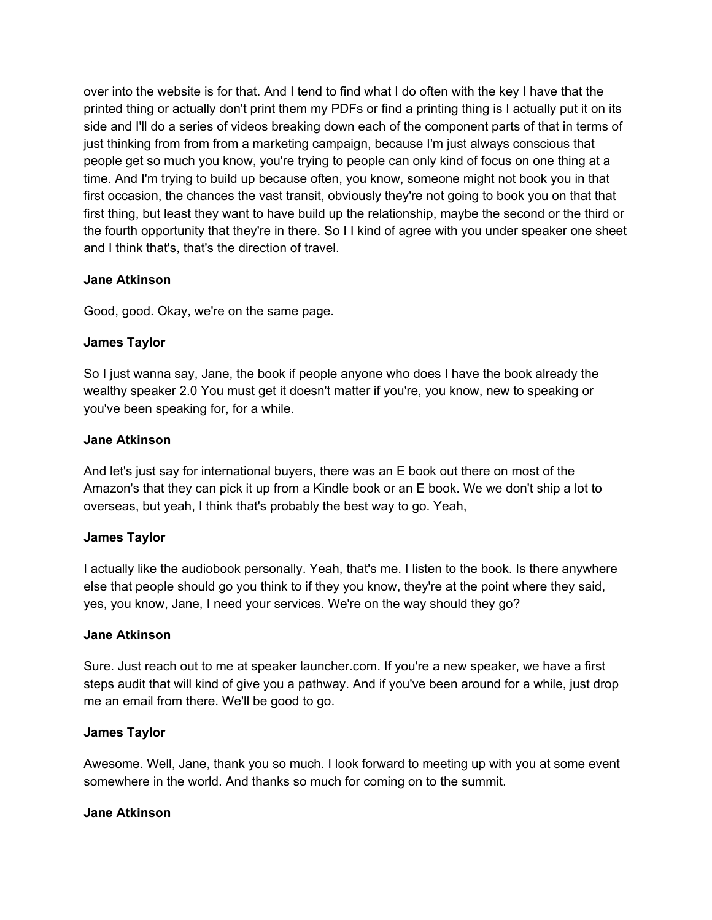over into the website is for that. And I tend to find what I do often with the key I have that the printed thing or actually don't print them my PDFs or find a printing thing is I actually put it on its side and I'll do a series of videos breaking down each of the component parts of that in terms of just thinking from from from a marketing campaign, because I'm just always conscious that people get so much you know, you're trying to people can only kind of focus on one thing at a time. And I'm trying to build up because often, you know, someone might not book you in that first occasion, the chances the vast transit, obviously they're not going to book you on that that first thing, but least they want to have build up the relationship, maybe the second or the third or the fourth opportunity that they're in there. So I I kind of agree with you under speaker one sheet and I think that's, that's the direction of travel.

**Jane Atkinson**

Good, good. Okay, we're on the same page.

**James Taylor**

So I just wanna say, Jane, the book if people anyone who does I have the book already the wealthy speaker 2.0 You must get it doesn't matter if you're, you know, new to speaking or you've been speaking for, for a while.

**Jane Atkinson**

And let's just say for international buyers, there was an E book out there on most of the Amazon's that they can pick it up from a Kindle book or an E book. We we don't ship a lot to overseas, but yeah, I think that's probably the best way to go. Yeah,

**James Taylor**

I actually like the audiobook personally. Yeah, that's me. I listen to the book. Is there anywhere else that people should go you think to if they you know, they're at the point where they said, yes, you know, Jane, I need your services. We're on the way should they go?

**Jane Atkinson**

Sure. Just reach out to me at speaker launcher.com. If you're a new speaker, we have a first steps audit that will kind of give you a pathway. And if you've been around for a while, just drop me an email from there. We'll be good to go.

**James Taylor**

Awesome. Well, Jane, thank you so much. I look forward to meeting up with you at some event somewhere in the world. And thanks so much for coming on to the summit.

**Jane Atkinson**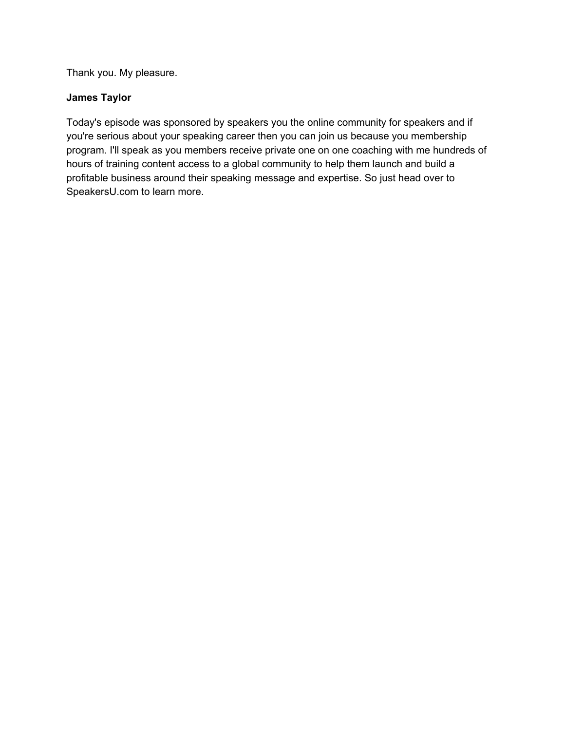Thank you. My pleasure.

**James Taylor**

Today's episode was sponsored by speakers you the online community for speakers and if you're serious about your speaking career then you can join us because you membership program. I'll speak as you members receive private one on one coaching with me hundreds of hours of training content access to a global community to help them launch and build a profitable business around their speaking message and expertise. So just head over to SpeakersU.com to learn more.